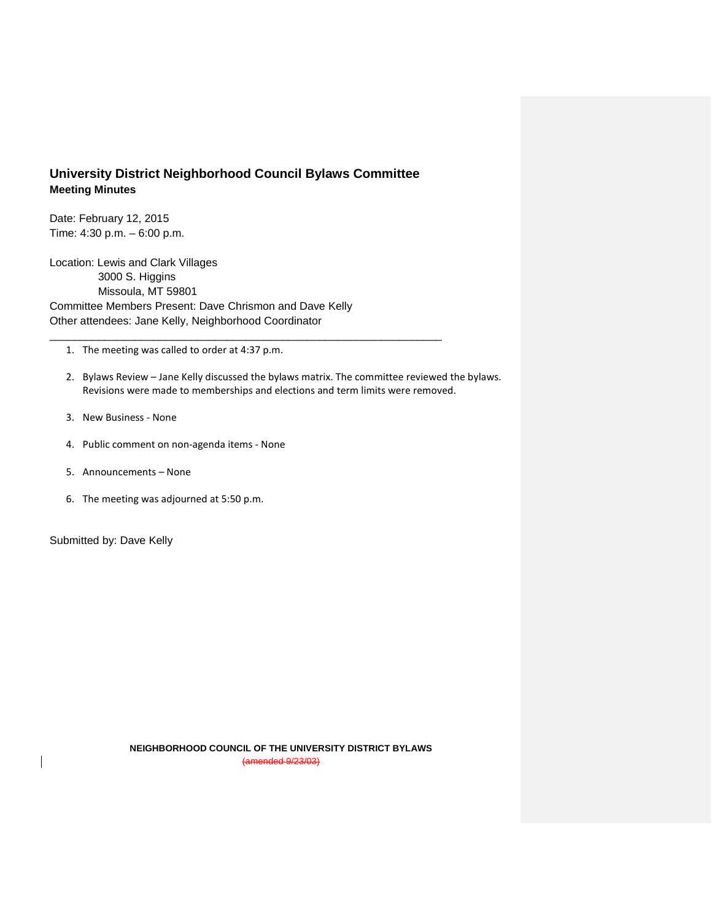## University District Neighborhood Council Bylaws Committee

**Meeting Minutes**

Date: February 12, 2015
Time: 4:30 p.m. – 6:00 p.m.

Location: Lewis and Clark Villages
3000 S. Higgins
Missoula, MT 59801

Committee Members Present: Dave Chrismon and Dave Kelly
Other attendees: Jane Kelly, Neighborhood Coordinator

---

1. The meeting was called to order at 4:37 p.m.

2. Bylaws Review – Jane Kelly discussed the bylaws matrix. The committee reviewed the bylaws. Revisions were made to memberships and elections and term limits were removed.

3. New Business - None

4. Public comment on non-agenda items - None

5. Announcements – None

6. The meeting was adjourned at 5:50 p.m.

Submitted by: Dave Kelly

**NEIGHBORHOOD COUNCIL OF THE UNIVERSITY DISTRICT BYLAWS**

~~(amended 9/23/03)~~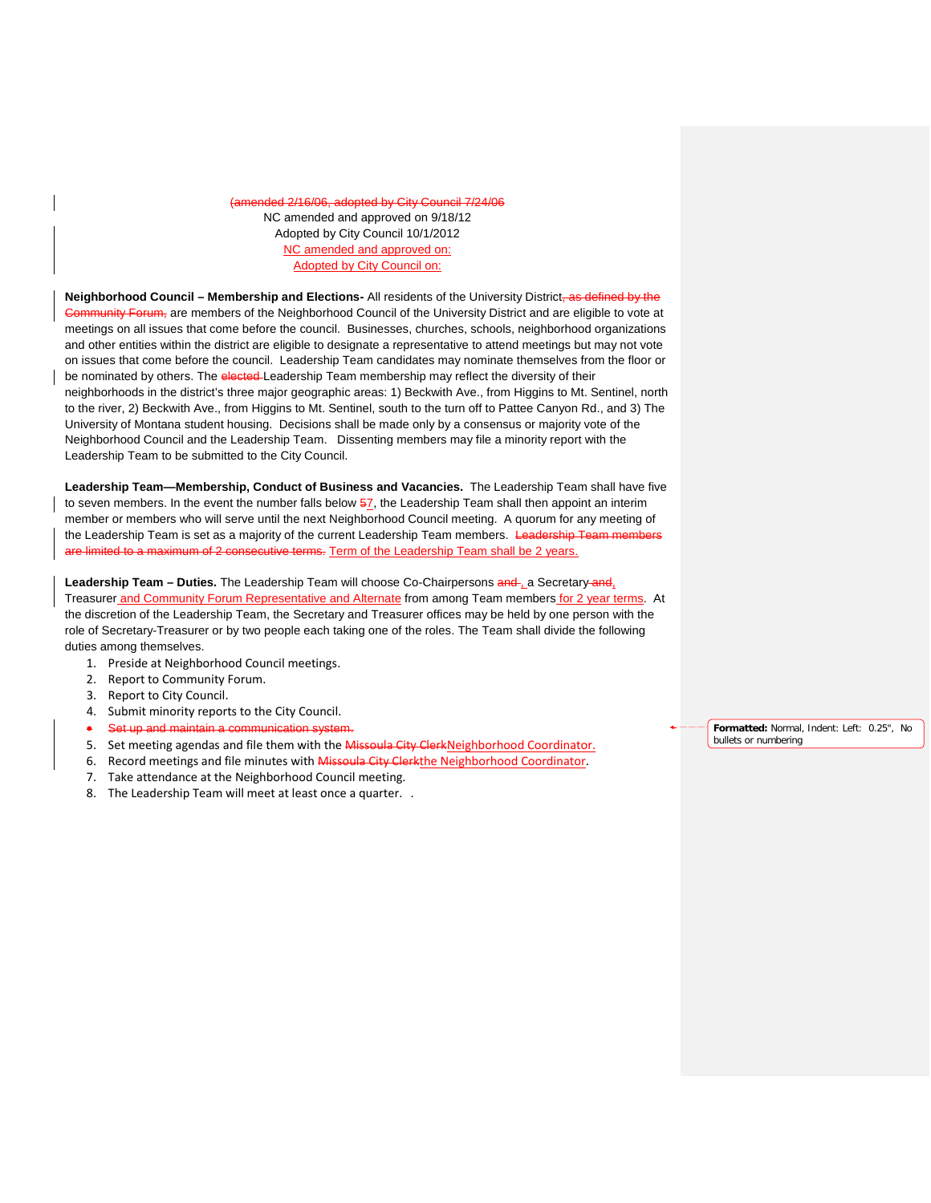~~(amended 2/16/06, adopted by City Council 7/24/06~~
NC amended and approved on 9/18/12
Adopted by City Council 10/1/2012
NC amended and approved on:
Adopted by City Council on:

**Neighborhood Council – Membership and Elections-** All residents of the University District~~, as defined by the Community Forum,~~ are members of the Neighborhood Council of the University District and are eligible to vote at meetings on all issues that come before the council. Businesses, churches, schools, neighborhood organizations and other entities within the district are eligible to designate a representative to attend meetings but may not vote on issues that come before the council. Leadership Team candidates may nominate themselves from the floor or be nominated by others. The ~~elected~~ Leadership Team membership may reflect the diversity of their neighborhoods in the district's three major geographic areas: 1) Beckwith Ave., from Higgins to Mt. Sentinel, north to the river, 2) Beckwith Ave., from Higgins to Mt. Sentinel, south to the turn off to Pattee Canyon Rd., and 3) The University of Montana student housing. Decisions shall be made only by a consensus or majority vote of the Neighborhood Council and the Leadership Team. Dissenting members may file a minority report with the Leadership Team to be submitted to the City Council.

**Leadership Team—Membership, Conduct of Business and Vacancies.** The Leadership Team shall have five to seven members. In the event the number falls below ~~5~~7, the Leadership Team shall then appoint an interim member or members who will serve until the next Neighborhood Council meeting. A quorum for any meeting of the Leadership Team is set as a majority of the current Leadership Team members. ~~Leadership Team members are limited to a maximum of 2 consecutive terms.~~ Term of the Leadership Team shall be 2 years.

**Leadership Team – Duties.** The Leadership Team will choose Co-Chairpersons ~~and~~ , a Secretary ~~and~~, Treasurer and Community Forum Representative and Alternate from among Team members for 2 year terms. At the discretion of the Leadership Team, the Secretary and Treasurer offices may be held by one person with the role of Secretary-Treasurer or by two people each taking one of the roles. The Team shall divide the following duties among themselves.

1. Preside at Neighborhood Council meetings.
2. Report to Community Forum.
3. Report to City Council.
4. Submit minority reports to the City Council.
- ~~Set up and maintain a communication system.~~
5. Set meeting agendas and file them with the ~~Missoula City Clerk~~Neighborhood Coordinator.
6. Record meetings and file minutes with ~~Missoula City Clerk~~the Neighborhood Coordinator.
7. Take attendance at the Neighborhood Council meeting.
8. The Leadership Team will meet at least once a quarter. .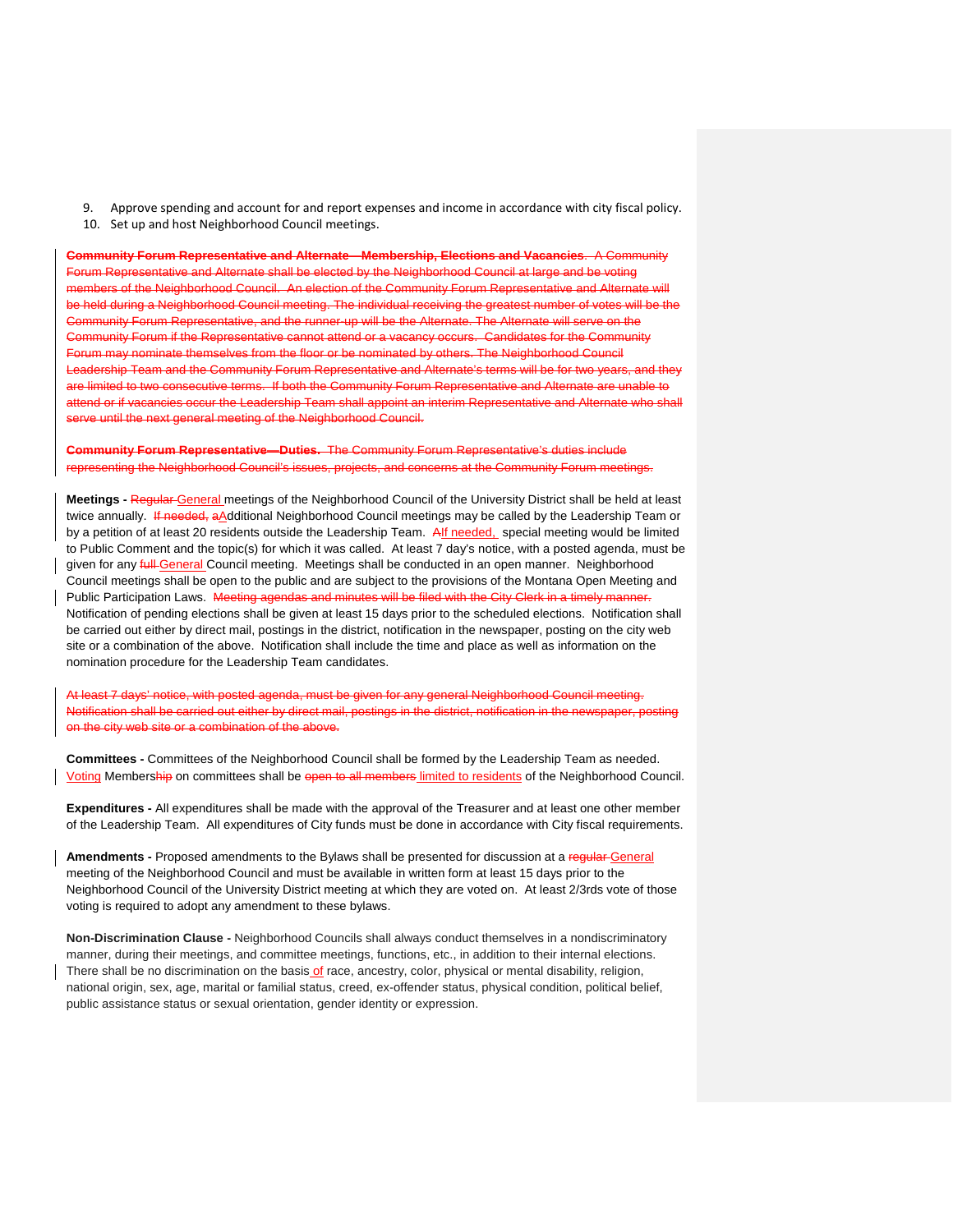9. Approve spending and account for and report expenses and income in accordance with city fiscal policy.
10. Set up and host Neighborhood Council meetings.

~~**Community Forum Representative and Alternate—Membership, Elections and Vacancies**. A Community Forum Representative and Alternate shall be elected by the Neighborhood Council at large and be voting members of the Neighborhood Council. An election of the Community Forum Representative and Alternate will be held during a Neighborhood Council meeting. The individual receiving the greatest number of votes will be the Community Forum Representative, and the runner-up will be the Alternate. The Alternate will serve on the Community Forum if the Representative cannot attend or a vacancy occurs. Candidates for the Community Forum may nominate themselves from the floor or be nominated by others. The Neighborhood Council Leadership Team and the Community Forum Representative and Alternate's terms will be for two years, and they are limited to two consecutive terms. If both the Community Forum Representative and Alternate are unable to attend or if vacancies occur the Leadership Team shall appoint an interim Representative and Alternate who shall serve until the next general meeting of the Neighborhood Council.~~

~~**Community Forum Representative—Duties.** The Community Forum Representative's duties include representing the Neighborhood Council's issues, projects, and concerns at the Community Forum meetings.~~

**Meetings -** ~~Regular~~ General meetings of the Neighborhood Council of the University District shall be held at least twice annually. ~~If needed, a~~Additional Neighborhood Council meetings may be called by the Leadership Team or by a petition of at least 20 residents outside the Leadership Team. ~~A~~If needed, special meeting would be limited to Public Comment and the topic(s) for which it was called. At least 7 day's notice, with a posted agenda, must be given for any ~~full~~ General Council meeting. Meetings shall be conducted in an open manner. Neighborhood Council meetings shall be open to the public and are subject to the provisions of the Montana Open Meeting and Public Participation Laws. ~~Meeting agendas and minutes will be filed with the City Clerk in a timely manner.~~ Notification of pending elections shall be given at least 15 days prior to the scheduled elections. Notification shall be carried out either by direct mail, postings in the district, notification in the newspaper, posting on the city web site or a combination of the above. Notification shall include the time and place as well as information on the nomination procedure for the Leadership Team candidates.

~~At least 7 days' notice, with posted agenda, must be given for any general Neighborhood Council meeting. Notification shall be carried out either by direct mail, postings in the district, notification in the newspaper, posting on the city web site or a combination of the above.~~

**Committees -** Committees of the Neighborhood Council shall be formed by the Leadership Team as needed. Voting Member~~ship~~ on committees shall be ~~open to all members~~ limited to residents of the Neighborhood Council.

**Expenditures -** All expenditures shall be made with the approval of the Treasurer and at least one other member of the Leadership Team. All expenditures of City funds must be done in accordance with City fiscal requirements.

**Amendments -** Proposed amendments to the Bylaws shall be presented for discussion at a ~~regular~~ General meeting of the Neighborhood Council and must be available in written form at least 15 days prior to the Neighborhood Council of the University District meeting at which they are voted on. At least 2/3rds vote of those voting is required to adopt any amendment to these bylaws.

**Non-Discrimination Clause -** Neighborhood Councils shall always conduct themselves in a nondiscriminatory manner, during their meetings, and committee meetings, functions, etc., in addition to their internal elections. There shall be no discrimination on the basis of race, ancestry, color, physical or mental disability, religion, national origin, sex, age, marital or familial status, creed, ex-offender status, physical condition, political belief, public assistance status or sexual orientation, gender identity or expression.